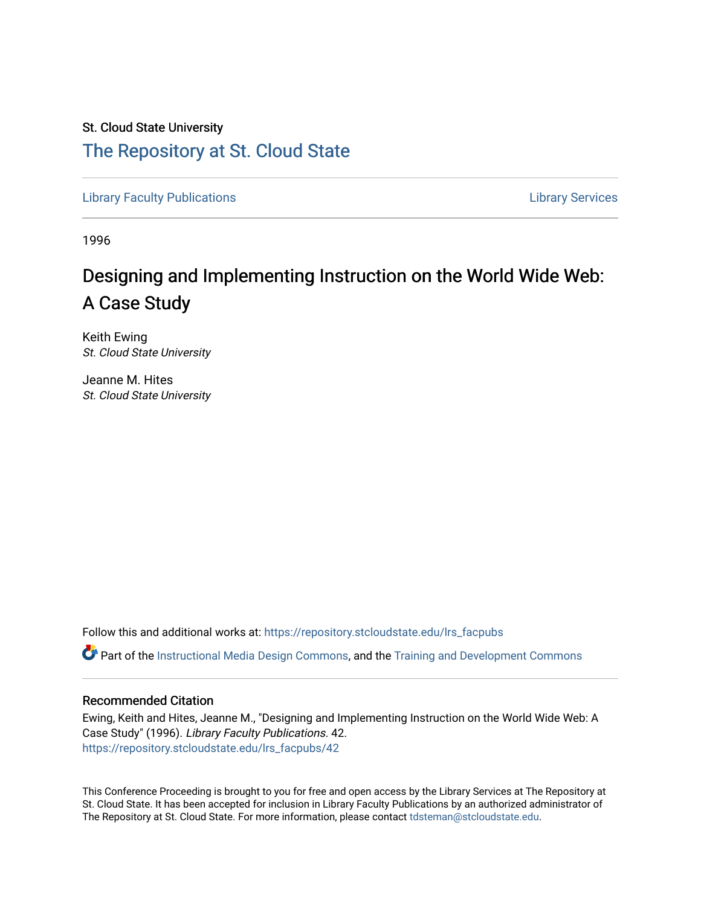St. Cloud State University

# The Repository at St. Cloud State

Library Faculty Publications | Library Services

1996

# Designing and Implementing Instruction on the World Wide Web: A Case Study

Keith Ewing
*St. Cloud State University*

Jeanne M. Hites
*St. Cloud State University*

Follow this and additional works at: https://repository.stcloudstate.edu/lrs_facpubs

Part of the Instructional Media Design Commons, and the Training and Development Commons

## Recommended Citation

Ewing, Keith and Hites, Jeanne M., "Designing and Implementing Instruction on the World Wide Web: A Case Study" (1996). *Library Faculty Publications*. 42.
https://repository.stcloudstate.edu/lrs_facpubs/42

This Conference Proceeding is brought to you for free and open access by the Library Services at The Repository at St. Cloud State. It has been accepted for inclusion in Library Faculty Publications by an authorized administrator of The Repository at St. Cloud State. For more information, please contact tdsteman@stcloudstate.edu.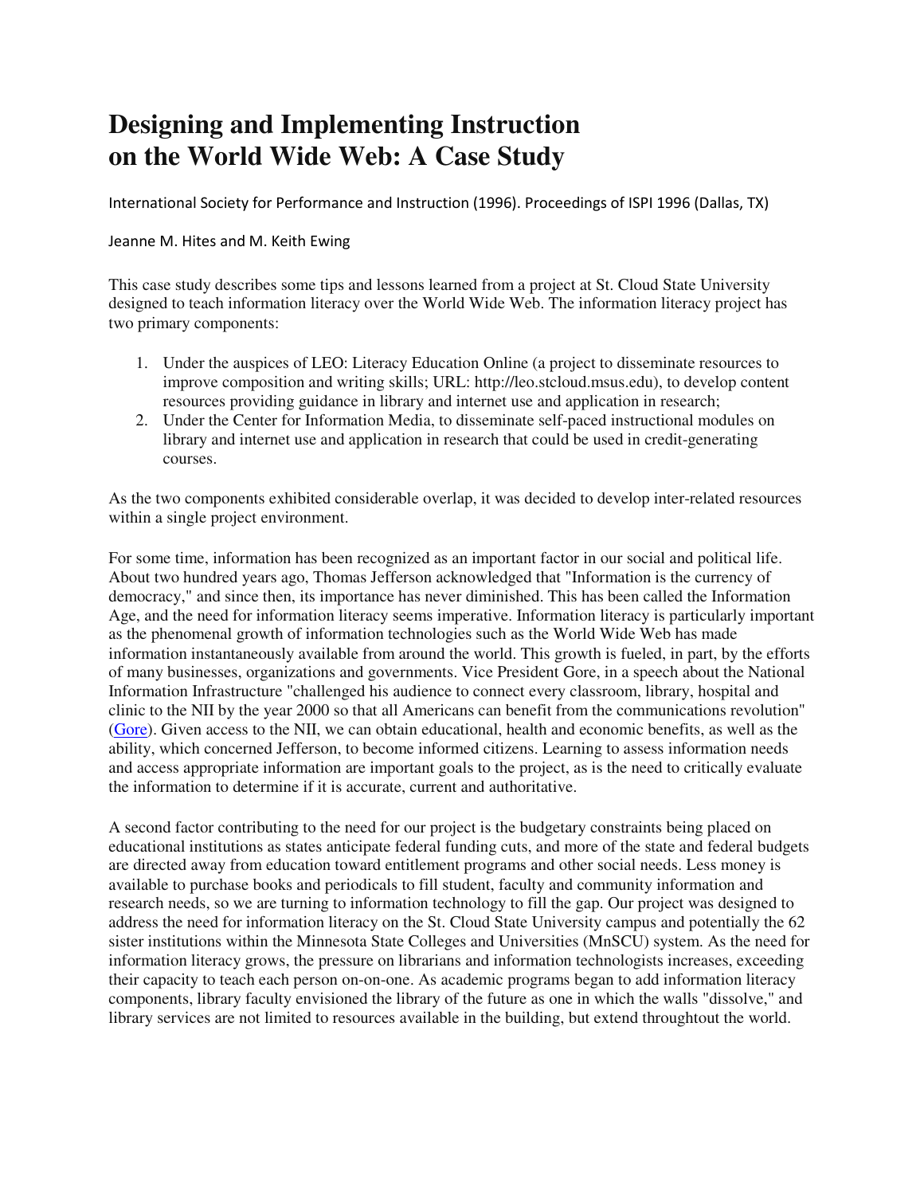# Designing and Implementing Instruction on the World Wide Web: A Case Study

International Society for Performance and Instruction (1996). Proceedings of ISPI 1996 (Dallas, TX)

Jeanne M. Hites and M. Keith Ewing

This case study describes some tips and lessons learned from a project at St. Cloud State University designed to teach information literacy over the World Wide Web. The information literacy project has two primary components:

1. Under the auspices of LEO: Literacy Education Online (a project to disseminate resources to improve composition and writing skills; URL: http://leo.stcloud.msus.edu), to develop content resources providing guidance in library and internet use and application in research;
2. Under the Center for Information Media, to disseminate self-paced instructional modules on library and internet use and application in research that could be used in credit-generating courses.

As the two components exhibited considerable overlap, it was decided to develop inter-related resources within a single project environment.

For some time, information has been recognized as an important factor in our social and political life. About two hundred years ago, Thomas Jefferson acknowledged that "Information is the currency of democracy," and since then, its importance has never diminished. This has been called the Information Age, and the need for information literacy seems imperative. Information literacy is particularly important as the phenomenal growth of information technologies such as the World Wide Web has made information instantaneously available from around the world. This growth is fueled, in part, by the efforts of many businesses, organizations and governments. Vice President Gore, in a speech about the National Information Infrastructure "challenged his audience to connect every classroom, library, hospital and clinic to the NII by the year 2000 so that all Americans can benefit from the communications revolution" (Gore). Given access to the NII, we can obtain educational, health and economic benefits, as well as the ability, which concerned Jefferson, to become informed citizens. Learning to assess information needs and access appropriate information are important goals to the project, as is the need to critically evaluate the information to determine if it is accurate, current and authoritative.

A second factor contributing to the need for our project is the budgetary constraints being placed on educational institutions as states anticipate federal funding cuts, and more of the state and federal budgets are directed away from education toward entitlement programs and other social needs. Less money is available to purchase books and periodicals to fill student, faculty and community information and research needs, so we are turning to information technology to fill the gap. Our project was designed to address the need for information literacy on the St. Cloud State University campus and potentially the 62 sister institutions within the Minnesota State Colleges and Universities (MnSCU) system. As the need for information literacy grows, the pressure on librarians and information technologists increases, exceeding their capacity to teach each person on-on-one. As academic programs began to add information literacy components, library faculty envisioned the library of the future as one in which the walls "dissolve," and library services are not limited to resources available in the building, but extend throughtout the world.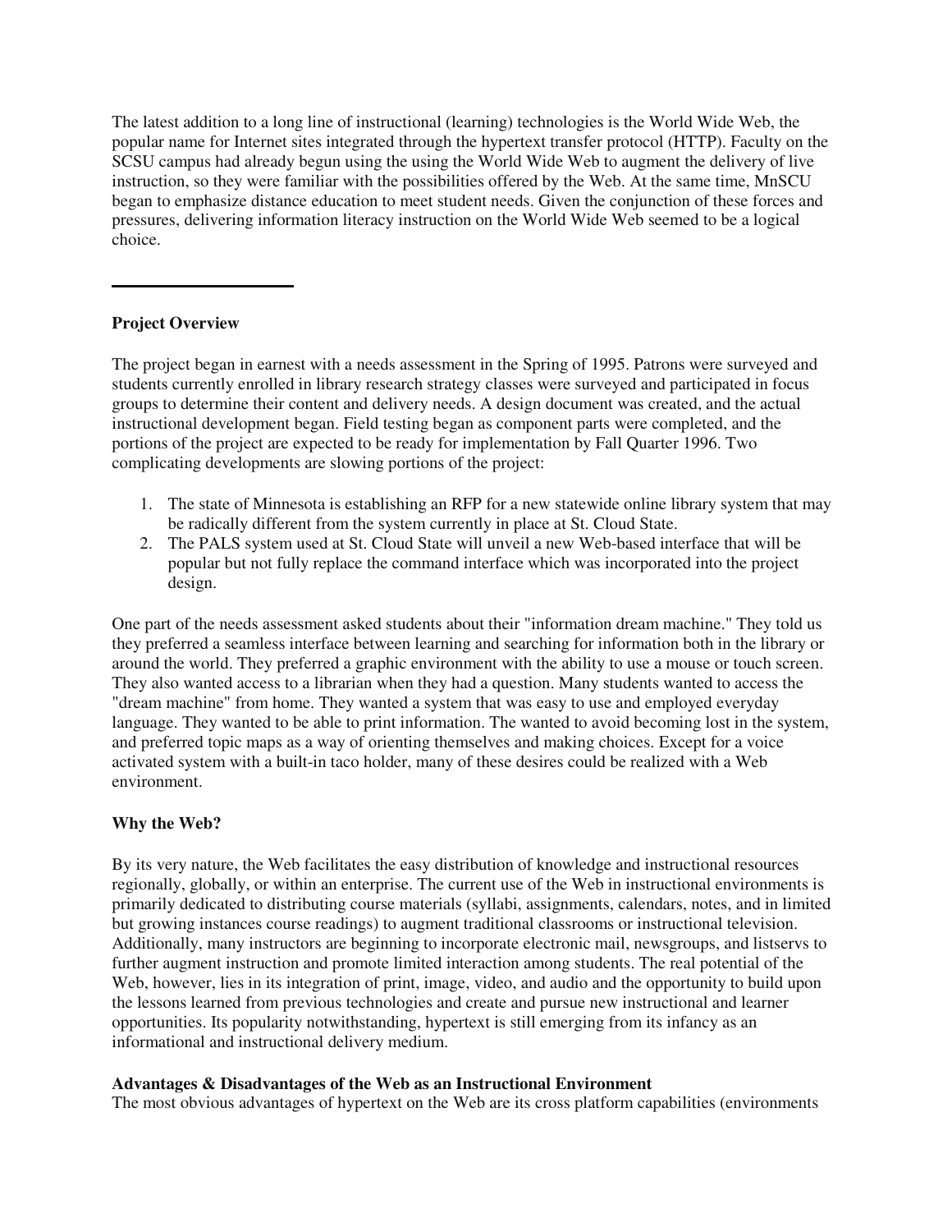The latest addition to a long line of instructional (learning) technologies is the World Wide Web, the popular name for Internet sites integrated through the hypertext transfer protocol (HTTP). Faculty on the SCSU campus had already begun using the using the World Wide Web to augment the delivery of live instruction, so they were familiar with the possibilities offered by the Web. At the same time, MnSCU began to emphasize distance education to meet student needs. Given the conjunction of these forces and pressures, delivering information literacy instruction on the World Wide Web seemed to be a logical choice.

---

**Project Overview**

The project began in earnest with a needs assessment in the Spring of 1995. Patrons were surveyed and students currently enrolled in library research strategy classes were surveyed and participated in focus groups to determine their content and delivery needs. A design document was created, and the actual instructional development began. Field testing began as component parts were completed, and the portions of the project are expected to be ready for implementation by Fall Quarter 1996. Two complicating developments are slowing portions of the project:

1. The state of Minnesota is establishing an RFP for a new statewide online library system that may be radically different from the system currently in place at St. Cloud State.
2. The PALS system used at St. Cloud State will unveil a new Web-based interface that will be popular but not fully replace the command interface which was incorporated into the project design.

One part of the needs assessment asked students about their "information dream machine." They told us they preferred a seamless interface between learning and searching for information both in the library or around the world. They preferred a graphic environment with the ability to use a mouse or touch screen. They also wanted access to a librarian when they had a question. Many students wanted to access the "dream machine" from home. They wanted a system that was easy to use and employed everyday language. They wanted to be able to print information. The wanted to avoid becoming lost in the system, and preferred topic maps as a way of orienting themselves and making choices. Except for a voice activated system with a built-in taco holder, many of these desires could be realized with a Web environment.

**Why the Web?**

By its very nature, the Web facilitates the easy distribution of knowledge and instructional resources regionally, globally, or within an enterprise. The current use of the Web in instructional environments is primarily dedicated to distributing course materials (syllabi, assignments, calendars, notes, and in limited but growing instances course readings) to augment traditional classrooms or instructional television. Additionally, many instructors are beginning to incorporate electronic mail, newsgroups, and listservs to further augment instruction and promote limited interaction among students. The real potential of the Web, however, lies in its integration of print, image, video, and audio and the opportunity to build upon the lessons learned from previous technologies and create and pursue new instructional and learner opportunities. Its popularity notwithstanding, hypertext is still emerging from its infancy as an informational and instructional delivery medium.

**Advantages & Disadvantages of the Web as an Instructional Environment**

The most obvious advantages of hypertext on the Web are its cross platform capabilities (environments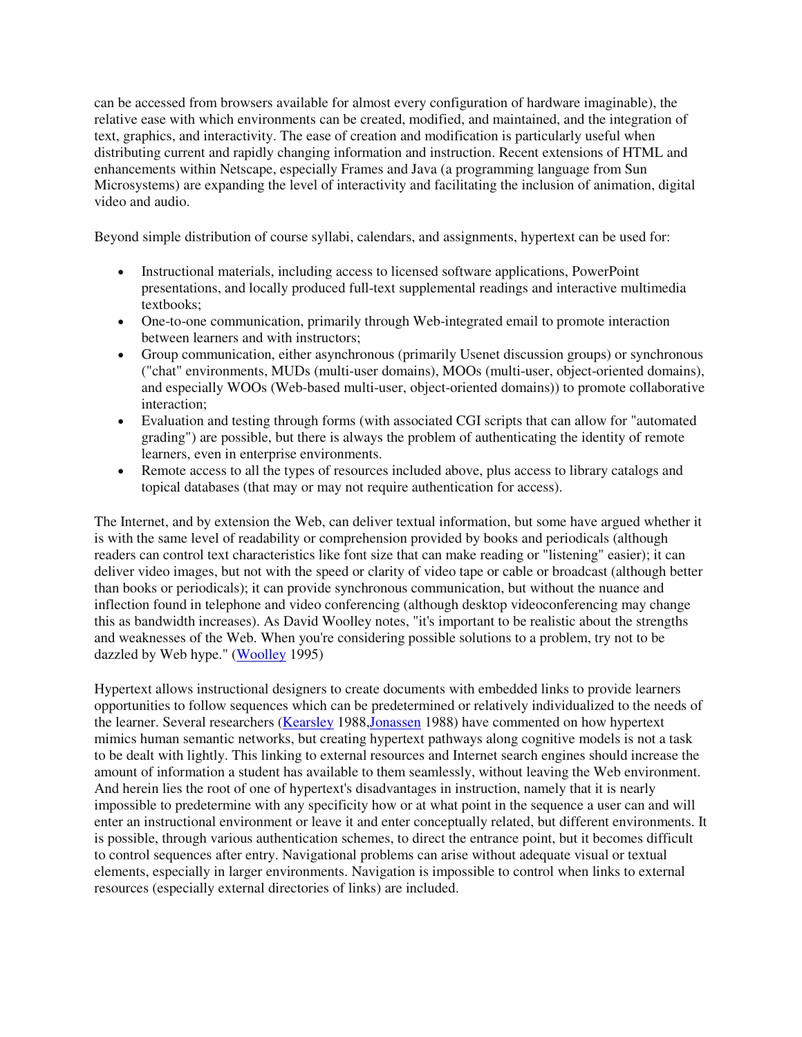can be accessed from browsers available for almost every configuration of hardware imaginable), the relative ease with which environments can be created, modified, and maintained, and the integration of text, graphics, and interactivity. The ease of creation and modification is particularly useful when distributing current and rapidly changing information and instruction. Recent extensions of HTML and enhancements within Netscape, especially Frames and Java (a programming language from Sun Microsystems) are expanding the level of interactivity and facilitating the inclusion of animation, digital video and audio.

Beyond simple distribution of course syllabi, calendars, and assignments, hypertext can be used for:

- Instructional materials, including access to licensed software applications, PowerPoint presentations, and locally produced full-text supplemental readings and interactive multimedia textbooks;
- One-to-one communication, primarily through Web-integrated email to promote interaction between learners and with instructors;
- Group communication, either asynchronous (primarily Usenet discussion groups) or synchronous ("chat" environments, MUDs (multi-user domains), MOOs (multi-user, object-oriented domains), and especially WOOs (Web-based multi-user, object-oriented domains)) to promote collaborative interaction;
- Evaluation and testing through forms (with associated CGI scripts that can allow for "automated grading") are possible, but there is always the problem of authenticating the identity of remote learners, even in enterprise environments.
- Remote access to all the types of resources included above, plus access to library catalogs and topical databases (that may or may not require authentication for access).

The Internet, and by extension the Web, can deliver textual information, but some have argued whether it is with the same level of readability or comprehension provided by books and periodicals (although readers can control text characteristics like font size that can make reading or "listening" easier); it can deliver video images, but not with the speed or clarity of video tape or cable or broadcast (although better than books or periodicals); it can provide synchronous communication, but without the nuance and inflection found in telephone and video conferencing (although desktop videoconferencing may change this as bandwidth increases). As David Woolley notes, "it's important to be realistic about the strengths and weaknesses of the Web. When you're considering possible solutions to a problem, try not to be dazzled by Web hype." (Woolley 1995)

Hypertext allows instructional designers to create documents with embedded links to provide learners opportunities to follow sequences which can be predetermined or relatively individualized to the needs of the learner. Several researchers (Kearsley 1988, Jonassen 1988) have commented on how hypertext mimics human semantic networks, but creating hypertext pathways along cognitive models is not a task to be dealt with lightly. This linking to external resources and Internet search engines should increase the amount of information a student has available to them seamlessly, without leaving the Web environment. And herein lies the root of one of hypertext's disadvantages in instruction, namely that it is nearly impossible to predetermine with any specificity how or at what point in the sequence a user can and will enter an instructional environment or leave it and enter conceptually related, but different environments. It is possible, through various authentication schemes, to direct the entrance point, but it becomes difficult to control sequences after entry. Navigational problems can arise without adequate visual or textual elements, especially in larger environments. Navigation is impossible to control when links to external resources (especially external directories of links) are included.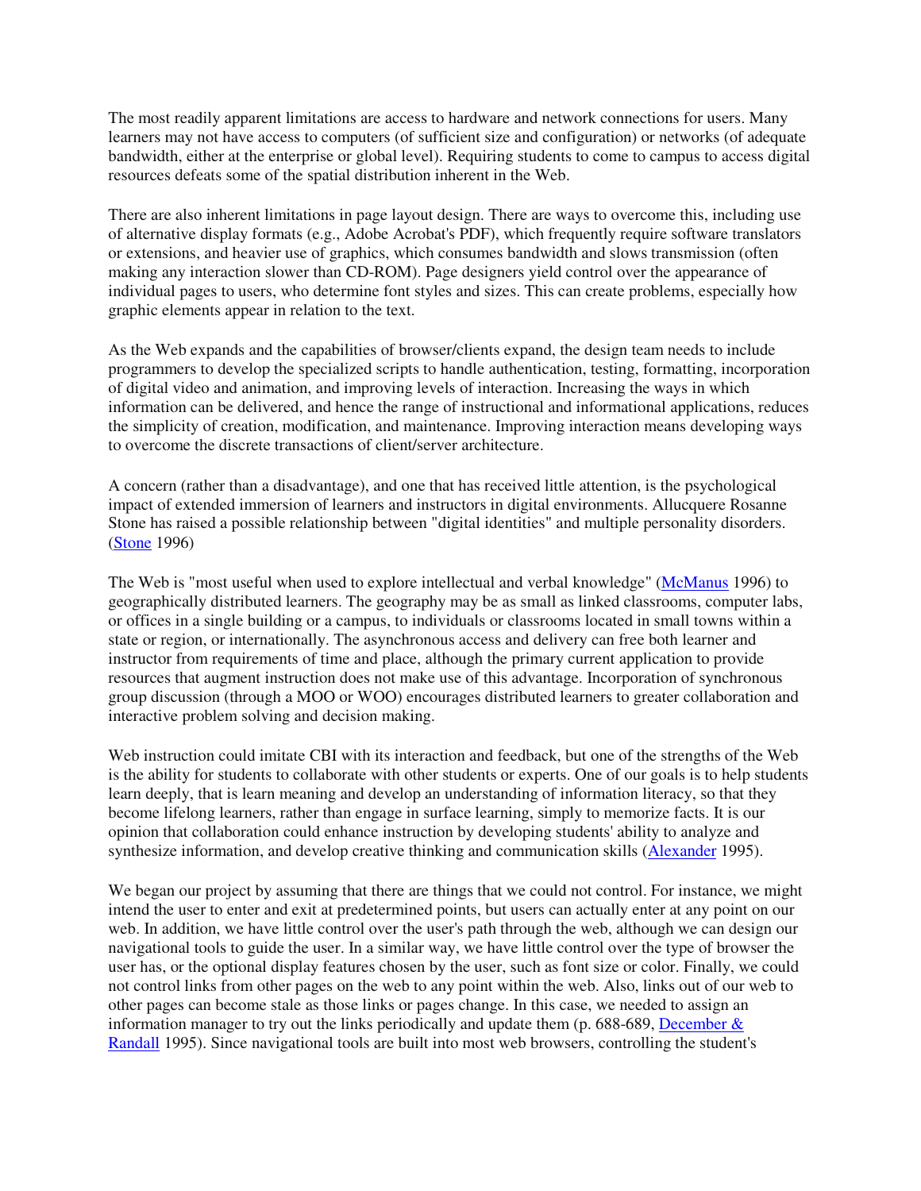The most readily apparent limitations are access to hardware and network connections for users. Many learners may not have access to computers (of sufficient size and configuration) or networks (of adequate bandwidth, either at the enterprise or global level). Requiring students to come to campus to access digital resources defeats some of the spatial distribution inherent in the Web.

There are also inherent limitations in page layout design. There are ways to overcome this, including use of alternative display formats (e.g., Adobe Acrobat's PDF), which frequently require software translators or extensions, and heavier use of graphics, which consumes bandwidth and slows transmission (often making any interaction slower than CD-ROM). Page designers yield control over the appearance of individual pages to users, who determine font styles and sizes. This can create problems, especially how graphic elements appear in relation to the text.

As the Web expands and the capabilities of browser/clients expand, the design team needs to include programmers to develop the specialized scripts to handle authentication, testing, formatting, incorporation of digital video and animation, and improving levels of interaction. Increasing the ways in which information can be delivered, and hence the range of instructional and informational applications, reduces the simplicity of creation, modification, and maintenance. Improving interaction means developing ways to overcome the discrete transactions of client/server architecture.

A concern (rather than a disadvantage), and one that has received little attention, is the psychological impact of extended immersion of learners and instructors in digital environments. Allucquere Rosanne Stone has raised a possible relationship between "digital identities" and multiple personality disorders. (Stone 1996)

The Web is "most useful when used to explore intellectual and verbal knowledge" (McManus 1996) to geographically distributed learners. The geography may be as small as linked classrooms, computer labs, or offices in a single building or a campus, to individuals or classrooms located in small towns within a state or region, or internationally. The asynchronous access and delivery can free both learner and instructor from requirements of time and place, although the primary current application to provide resources that augment instruction does not make use of this advantage. Incorporation of synchronous group discussion (through a MOO or WOO) encourages distributed learners to greater collaboration and interactive problem solving and decision making.

Web instruction could imitate CBI with its interaction and feedback, but one of the strengths of the Web is the ability for students to collaborate with other students or experts. One of our goals is to help students learn deeply, that is learn meaning and develop an understanding of information literacy, so that they become lifelong learners, rather than engage in surface learning, simply to memorize facts. It is our opinion that collaboration could enhance instruction by developing students' ability to analyze and synthesize information, and develop creative thinking and communication skills (Alexander 1995).

We began our project by assuming that there are things that we could not control. For instance, we might intend the user to enter and exit at predetermined points, but users can actually enter at any point on our web. In addition, we have little control over the user's path through the web, although we can design our navigational tools to guide the user. In a similar way, we have little control over the type of browser the user has, or the optional display features chosen by the user, such as font size or color. Finally, we could not control links from other pages on the web to any point within the web. Also, links out of our web to other pages can become stale as those links or pages change. In this case, we needed to assign an information manager to try out the links periodically and update them (p. 688-689, December & Randall 1995). Since navigational tools are built into most web browsers, controlling the student's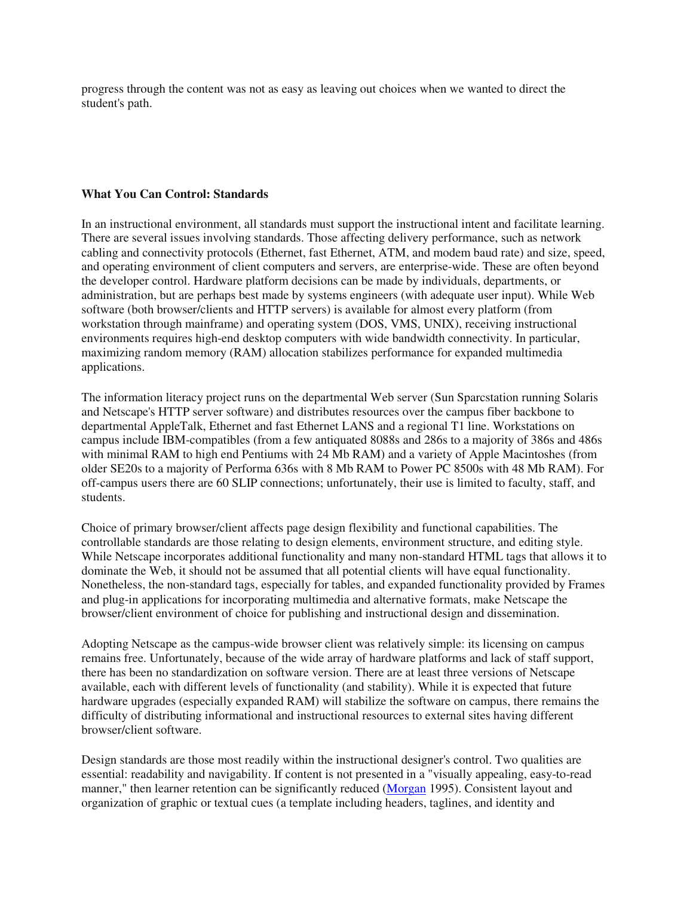progress through the content was not as easy as leaving out choices when we wanted to direct the student's path.

**What You Can Control: Standards**

In an instructional environment, all standards must support the instructional intent and facilitate learning. There are several issues involving standards. Those affecting delivery performance, such as network cabling and connectivity protocols (Ethernet, fast Ethernet, ATM, and modem baud rate) and size, speed, and operating environment of client computers and servers, are enterprise-wide. These are often beyond the developer control. Hardware platform decisions can be made by individuals, departments, or administration, but are perhaps best made by systems engineers (with adequate user input). While Web software (both browser/clients and HTTP servers) is available for almost every platform (from workstation through mainframe) and operating system (DOS, VMS, UNIX), receiving instructional environments requires high-end desktop computers with wide bandwidth connectivity. In particular, maximizing random memory (RAM) allocation stabilizes performance for expanded multimedia applications.

The information literacy project runs on the departmental Web server (Sun Sparcstation running Solaris and Netscape's HTTP server software) and distributes resources over the campus fiber backbone to departmental AppleTalk, Ethernet and fast Ethernet LANS and a regional T1 line. Workstations on campus include IBM-compatibles (from a few antiquated 8088s and 286s to a majority of 386s and 486s with minimal RAM to high end Pentiums with 24 Mb RAM) and a variety of Apple Macintoshes (from older SE20s to a majority of Performa 636s with 8 Mb RAM to Power PC 8500s with 48 Mb RAM). For off-campus users there are 60 SLIP connections; unfortunately, their use is limited to faculty, staff, and students.

Choice of primary browser/client affects page design flexibility and functional capabilities. The controllable standards are those relating to design elements, environment structure, and editing style. While Netscape incorporates additional functionality and many non-standard HTML tags that allows it to dominate the Web, it should not be assumed that all potential clients will have equal functionality. Nonetheless, the non-standard tags, especially for tables, and expanded functionality provided by Frames and plug-in applications for incorporating multimedia and alternative formats, make Netscape the browser/client environment of choice for publishing and instructional design and dissemination.

Adopting Netscape as the campus-wide browser client was relatively simple: its licensing on campus remains free. Unfortunately, because of the wide array of hardware platforms and lack of staff support, there has been no standardization on software version. There are at least three versions of Netscape available, each with different levels of functionality (and stability). While it is expected that future hardware upgrades (especially expanded RAM) will stabilize the software on campus, there remains the difficulty of distributing informational and instructional resources to external sites having different browser/client software.

Design standards are those most readily within the instructional designer's control. Two qualities are essential: readability and navigability. If content is not presented in a "visually appealing, easy-to-read manner," then learner retention can be significantly reduced (Morgan 1995). Consistent layout and organization of graphic or textual cues (a template including headers, taglines, and identity and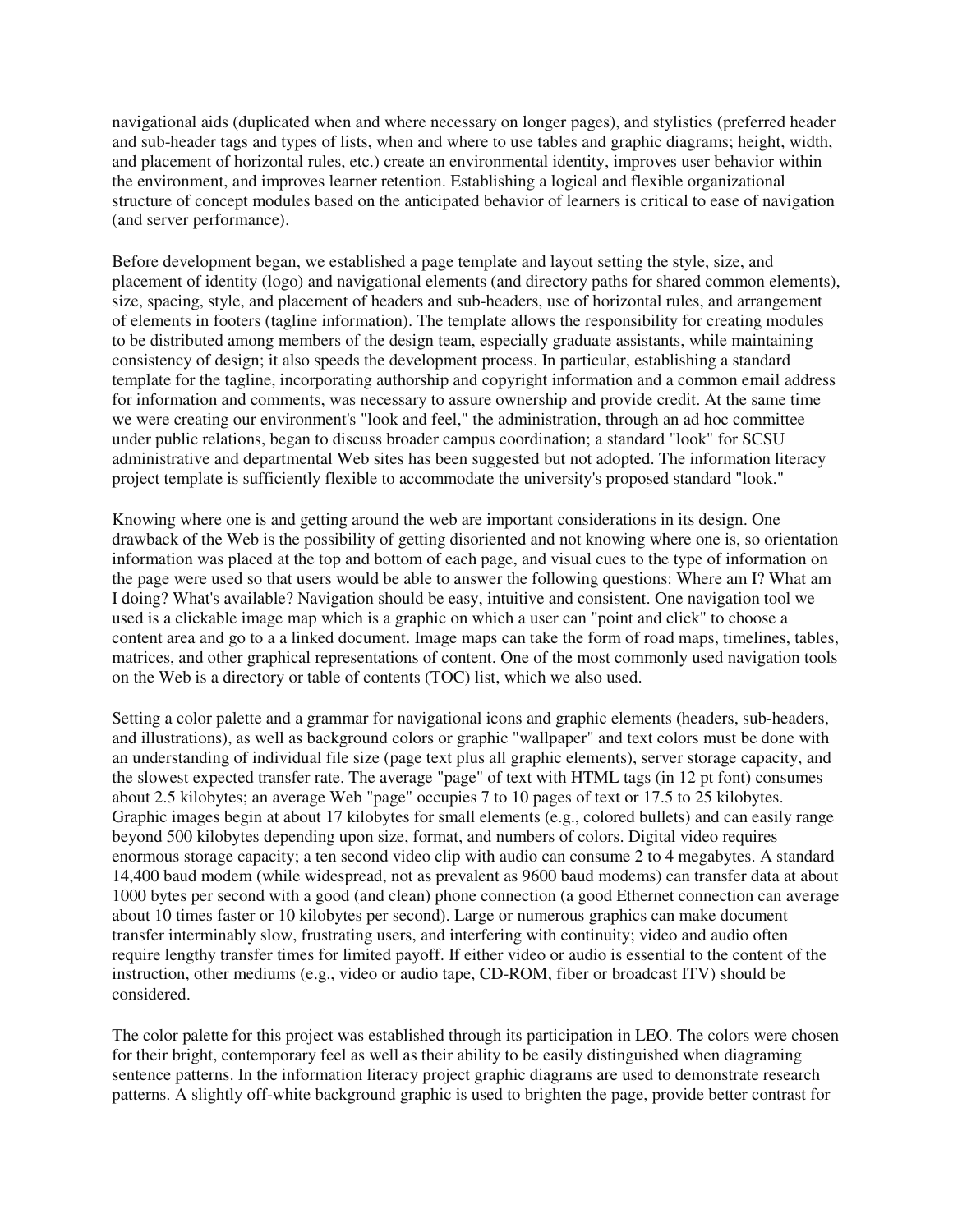navigational aids (duplicated when and where necessary on longer pages), and stylistics (preferred header and sub-header tags and types of lists, when and where to use tables and graphic diagrams; height, width, and placement of horizontal rules, etc.) create an environmental identity, improves user behavior within the environment, and improves learner retention. Establishing a logical and flexible organizational structure of concept modules based on the anticipated behavior of learners is critical to ease of navigation (and server performance).

Before development began, we established a page template and layout setting the style, size, and placement of identity (logo) and navigational elements (and directory paths for shared common elements), size, spacing, style, and placement of headers and sub-headers, use of horizontal rules, and arrangement of elements in footers (tagline information). The template allows the responsibility for creating modules to be distributed among members of the design team, especially graduate assistants, while maintaining consistency of design; it also speeds the development process. In particular, establishing a standard template for the tagline, incorporating authorship and copyright information and a common email address for information and comments, was necessary to assure ownership and provide credit. At the same time we were creating our environment's "look and feel," the administration, through an ad hoc committee under public relations, began to discuss broader campus coordination; a standard "look" for SCSU administrative and departmental Web sites has been suggested but not adopted. The information literacy project template is sufficiently flexible to accommodate the university's proposed standard "look."

Knowing where one is and getting around the web are important considerations in its design. One drawback of the Web is the possibility of getting disoriented and not knowing where one is, so orientation information was placed at the top and bottom of each page, and visual cues to the type of information on the page were used so that users would be able to answer the following questions: Where am I? What am I doing? What's available? Navigation should be easy, intuitive and consistent. One navigation tool we used is a clickable image map which is a graphic on which a user can "point and click" to choose a content area and go to a a linked document. Image maps can take the form of road maps, timelines, tables, matrices, and other graphical representations of content. One of the most commonly used navigation tools on the Web is a directory or table of contents (TOC) list, which we also used.

Setting a color palette and a grammar for navigational icons and graphic elements (headers, sub-headers, and illustrations), as well as background colors or graphic "wallpaper" and text colors must be done with an understanding of individual file size (page text plus all graphic elements), server storage capacity, and the slowest expected transfer rate. The average "page" of text with HTML tags (in 12 pt font) consumes about 2.5 kilobytes; an average Web "page" occupies 7 to 10 pages of text or 17.5 to 25 kilobytes. Graphic images begin at about 17 kilobytes for small elements (e.g., colored bullets) and can easily range beyond 500 kilobytes depending upon size, format, and numbers of colors. Digital video requires enormous storage capacity; a ten second video clip with audio can consume 2 to 4 megabytes. A standard 14,400 baud modem (while widespread, not as prevalent as 9600 baud modems) can transfer data at about 1000 bytes per second with a good (and clean) phone connection (a good Ethernet connection can average about 10 times faster or 10 kilobytes per second). Large or numerous graphics can make document transfer interminably slow, frustrating users, and interfering with continuity; video and audio often require lengthy transfer times for limited payoff. If either video or audio is essential to the content of the instruction, other mediums (e.g., video or audio tape, CD-ROM, fiber or broadcast ITV) should be considered.

The color palette for this project was established through its participation in LEO. The colors were chosen for their bright, contemporary feel as well as their ability to be easily distinguished when diagraming sentence patterns. In the information literacy project graphic diagrams are used to demonstrate research patterns. A slightly off-white background graphic is used to brighten the page, provide better contrast for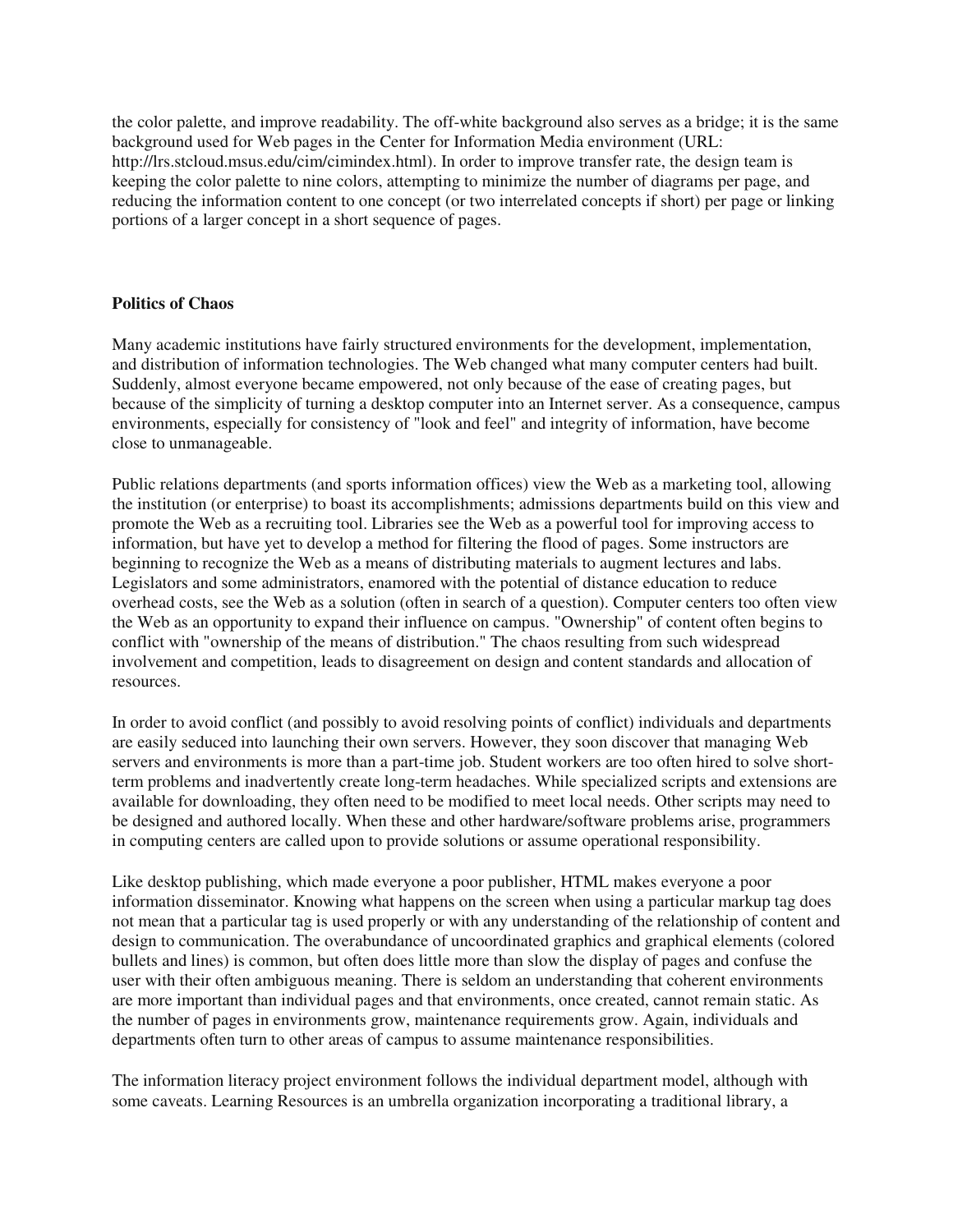the color palette, and improve readability. The off-white background also serves as a bridge; it is the same background used for Web pages in the Center for Information Media environment (URL: http://lrs.stcloud.msus.edu/cim/cimindex.html). In order to improve transfer rate, the design team is keeping the color palette to nine colors, attempting to minimize the number of diagrams per page, and reducing the information content to one concept (or two interrelated concepts if short) per page or linking portions of a larger concept in a short sequence of pages.

**Politics of Chaos**

Many academic institutions have fairly structured environments for the development, implementation, and distribution of information technologies. The Web changed what many computer centers had built. Suddenly, almost everyone became empowered, not only because of the ease of creating pages, but because of the simplicity of turning a desktop computer into an Internet server. As a consequence, campus environments, especially for consistency of "look and feel" and integrity of information, have become close to unmanageable.

Public relations departments (and sports information offices) view the Web as a marketing tool, allowing the institution (or enterprise) to boast its accomplishments; admissions departments build on this view and promote the Web as a recruiting tool. Libraries see the Web as a powerful tool for improving access to information, but have yet to develop a method for filtering the flood of pages. Some instructors are beginning to recognize the Web as a means of distributing materials to augment lectures and labs. Legislators and some administrators, enamored with the potential of distance education to reduce overhead costs, see the Web as a solution (often in search of a question). Computer centers too often view the Web as an opportunity to expand their influence on campus. "Ownership" of content often begins to conflict with "ownership of the means of distribution." The chaos resulting from such widespread involvement and competition, leads to disagreement on design and content standards and allocation of resources.

In order to avoid conflict (and possibly to avoid resolving points of conflict) individuals and departments are easily seduced into launching their own servers. However, they soon discover that managing Web servers and environments is more than a part-time job. Student workers are too often hired to solve short-term problems and inadvertently create long-term headaches. While specialized scripts and extensions are available for downloading, they often need to be modified to meet local needs. Other scripts may need to be designed and authored locally. When these and other hardware/software problems arise, programmers in computing centers are called upon to provide solutions or assume operational responsibility.

Like desktop publishing, which made everyone a poor publisher, HTML makes everyone a poor information disseminator. Knowing what happens on the screen when using a particular markup tag does not mean that a particular tag is used properly or with any understanding of the relationship of content and design to communication. The overabundance of uncoordinated graphics and graphical elements (colored bullets and lines) is common, but often does little more than slow the display of pages and confuse the user with their often ambiguous meaning. There is seldom an understanding that coherent environments are more important than individual pages and that environments, once created, cannot remain static. As the number of pages in environments grow, maintenance requirements grow. Again, individuals and departments often turn to other areas of campus to assume maintenance responsibilities.

The information literacy project environment follows the individual department model, although with some caveats. Learning Resources is an umbrella organization incorporating a traditional library, a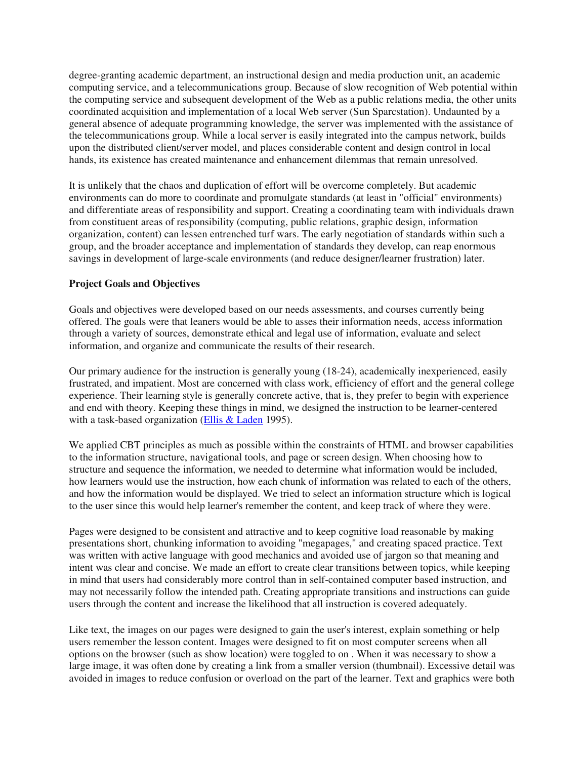degree-granting academic department, an instructional design and media production unit, an academic computing service, and a telecommunications group. Because of slow recognition of Web potential within the computing service and subsequent development of the Web as a public relations media, the other units coordinated acquisition and implementation of a local Web server (Sun Sparcstation). Undaunted by a general absence of adequate programming knowledge, the server was implemented with the assistance of the telecommunications group. While a local server is easily integrated into the campus network, builds upon the distributed client/server model, and places considerable content and design control in local hands, its existence has created maintenance and enhancement dilemmas that remain unresolved.

It is unlikely that the chaos and duplication of effort will be overcome completely. But academic environments can do more to coordinate and promulgate standards (at least in "official" environments) and differentiate areas of responsibility and support. Creating a coordinating team with individuals drawn from constituent areas of responsibility (computing, public relations, graphic design, information organization, content) can lessen entrenched turf wars. The early negotiation of standards within such a group, and the broader acceptance and implementation of standards they develop, can reap enormous savings in development of large-scale environments (and reduce designer/learner frustration) later.

**Project Goals and Objectives**

Goals and objectives were developed based on our needs assessments, and courses currently being offered. The goals were that leaners would be able to asses their information needs, access information through a variety of sources, demonstrate ethical and legal use of information, evaluate and select information, and organize and communicate the results of their research.

Our primary audience for the instruction is generally young (18-24), academically inexperienced, easily frustrated, and impatient. Most are concerned with class work, efficiency of effort and the general college experience. Their learning style is generally concrete active, that is, they prefer to begin with experience and end with theory. Keeping these things in mind, we designed the instruction to be learner-centered with a task-based organization (Ellis & Laden 1995).

We applied CBT principles as much as possible within the constraints of HTML and browser capabilities to the information structure, navigational tools, and page or screen design. When choosing how to structure and sequence the information, we needed to determine what information would be included, how learners would use the instruction, how each chunk of information was related to each of the others, and how the information would be displayed. We tried to select an information structure which is logical to the user since this would help learner's remember the content, and keep track of where they were.

Pages were designed to be consistent and attractive and to keep cognitive load reasonable by making presentations short, chunking information to avoiding "megapages," and creating spaced practice. Text was written with active language with good mechanics and avoided use of jargon so that meaning and intent was clear and concise. We made an effort to create clear transitions between topics, while keeping in mind that users had considerably more control than in self-contained computer based instruction, and may not necessarily follow the intended path. Creating appropriate transitions and instructions can guide users through the content and increase the likelihood that all instruction is covered adequately.

Like text, the images on our pages were designed to gain the user's interest, explain something or help users remember the lesson content. Images were designed to fit on most computer screens when all options on the browser (such as show location) were toggled to on . When it was necessary to show a large image, it was often done by creating a link from a smaller version (thumbnail). Excessive detail was avoided in images to reduce confusion or overload on the part of the learner. Text and graphics were both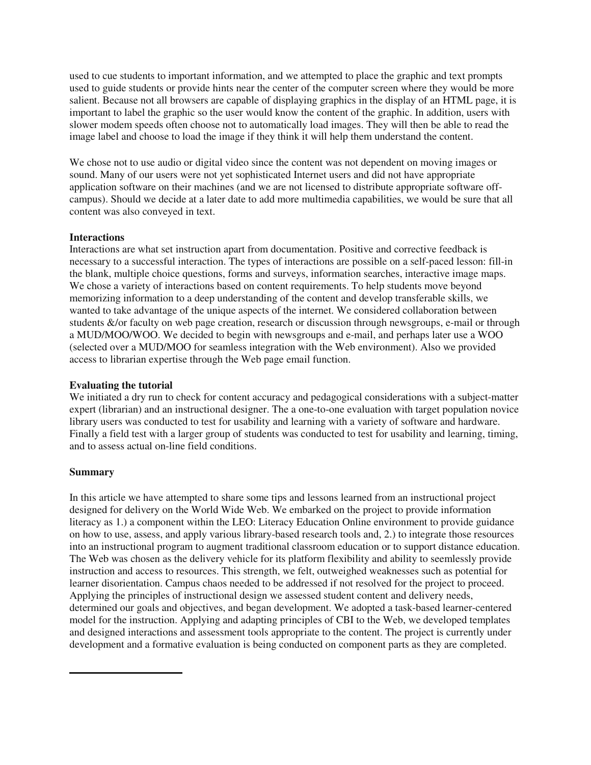used to cue students to important information, and we attempted to place the graphic and text prompts used to guide students or provide hints near the center of the computer screen where they would be more salient. Because not all browsers are capable of displaying graphics in the display of an HTML page, it is important to label the graphic so the user would know the content of the graphic. In addition, users with slower modem speeds often choose not to automatically load images. They will then be able to read the image label and choose to load the image if they think it will help them understand the content.

We chose not to use audio or digital video since the content was not dependent on moving images or sound. Many of our users were not yet sophisticated Internet users and did not have appropriate application software on their machines (and we are not licensed to distribute appropriate software off-campus). Should we decide at a later date to add more multimedia capabilities, we would be sure that all content was also conveyed in text.

**Interactions**

Interactions are what set instruction apart from documentation. Positive and corrective feedback is necessary to a successful interaction. The types of interactions are possible on a self-paced lesson: fill-in the blank, multiple choice questions, forms and surveys, information searches, interactive image maps. We chose a variety of interactions based on content requirements. To help students move beyond memorizing information to a deep understanding of the content and develop transferable skills, we wanted to take advantage of the unique aspects of the internet. We considered collaboration between students &/or faculty on web page creation, research or discussion through newsgroups, e-mail or through a MUD/MOO/WOO. We decided to begin with newsgroups and e-mail, and perhaps later use a WOO (selected over a MUD/MOO for seamless integration with the Web environment). Also we provided access to librarian expertise through the Web page email function.

**Evaluating the tutorial**

We initiated a dry run to check for content accuracy and pedagogical considerations with a subject-matter expert (librarian) and an instructional designer. The a one-to-one evaluation with target population novice library users was conducted to test for usability and learning with a variety of software and hardware. Finally a field test with a larger group of students was conducted to test for usability and learning, timing, and to assess actual on-line field conditions.

**Summary**

In this article we have attempted to share some tips and lessons learned from an instructional project designed for delivery on the World Wide Web. We embarked on the project to provide information literacy as 1.) a component within the LEO: Literacy Education Online environment to provide guidance on how to use, assess, and apply various library-based research tools and, 2.) to integrate those resources into an instructional program to augment traditional classroom education or to support distance education. The Web was chosen as the delivery vehicle for its platform flexibility and ability to seemlessly provide instruction and access to resources. This strength, we felt, outweighed weaknesses such as potential for learner disorientation. Campus chaos needed to be addressed if not resolved for the project to proceed. Applying the principles of instructional design we assessed student content and delivery needs, determined our goals and objectives, and began development. We adopted a task-based learner-centered model for the instruction. Applying and adapting principles of CBI to the Web, we developed templates and designed interactions and assessment tools appropriate to the content. The project is currently under development and a formative evaluation is being conducted on component parts as they are completed.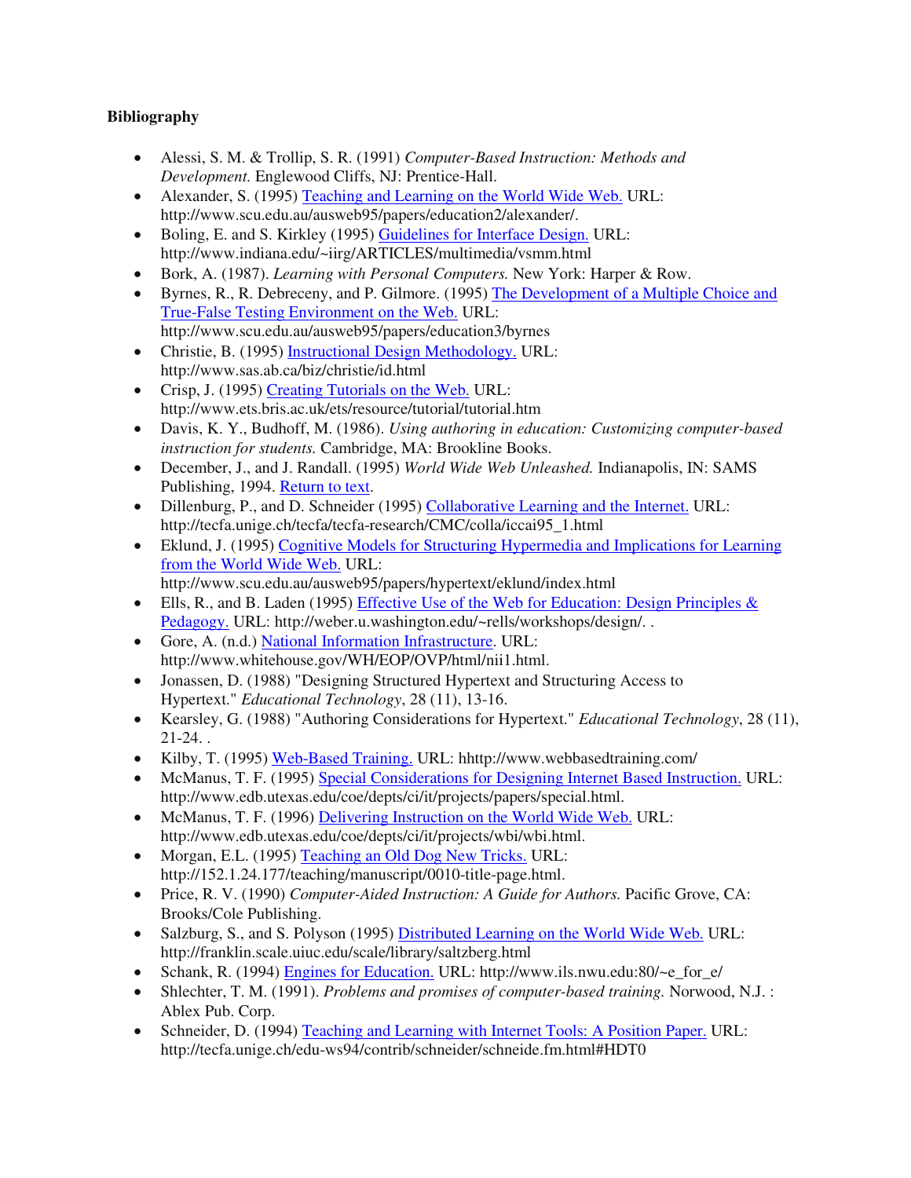**Bibliography**

- Alessi, S. M. & Trollip, S. R. (1991) *Computer-Based Instruction: Methods and Development.* Englewood Cliffs, NJ: Prentice-Hall.
- Alexander, S. (1995) Teaching and Learning on the World Wide Web. URL: http://www.scu.edu.au/ausweb95/papers/education2/alexander/.
- Boling, E. and S. Kirkley (1995) Guidelines for Interface Design. URL: http://www.indiana.edu/~iirg/ARTICLES/multimedia/vsmm.html
- Bork, A. (1987). *Learning with Personal Computers.* New York: Harper & Row.
- Byrnes, R., R. Debreceny, and P. Gilmore. (1995) The Development of a Multiple Choice and True-False Testing Environment on the Web. URL: http://www.scu.edu.au/ausweb95/papers/education3/byrnes
- Christie, B. (1995) Instructional Design Methodology. URL: http://www.sas.ab.ca/biz/christie/id.html
- Crisp, J. (1995) Creating Tutorials on the Web. URL: http://www.ets.bris.ac.uk/ets/resource/tutorial/tutorial.htm
- Davis, K. Y., Budhoff, M. (1986). *Using authoring in education: Customizing computer-based instruction for students.* Cambridge, MA: Brookline Books.
- December, J., and J. Randall. (1995) *World Wide Web Unleashed.* Indianapolis, IN: SAMS Publishing, 1994. Return to text.
- Dillenburg, P., and D. Schneider (1995) Collaborative Learning and the Internet. URL: http://tecfa.unige.ch/tecfa/tecfa-research/CMC/colla/iccai95_1.html
- Eklund, J. (1995) Cognitive Models for Structuring Hypermedia and Implications for Learning from the World Wide Web. URL: http://www.scu.edu.au/ausweb95/papers/hypertext/eklund/index.html
- Ells, R., and B. Laden (1995) Effective Use of the Web for Education: Design Principles & Pedagogy. URL: http://weber.u.washington.edu/~rells/workshops/design/. .
- Gore, A. (n.d.) National Information Infrastructure. URL: http://www.whitehouse.gov/WH/EOP/OVP/html/nii1.html.
- Jonassen, D. (1988) "Designing Structured Hypertext and Structuring Access to Hypertext." *Educational Technology*, 28 (11), 13-16.
- Kearsley, G. (1988) "Authoring Considerations for Hypertext." *Educational Technology*, 28 (11), 21-24. .
- Kilby, T. (1995) Web-Based Training. URL: hhttp://www.webbasedtraining.com/
- McManus, T. F. (1995) Special Considerations for Designing Internet Based Instruction. URL: http://www.edb.utexas.edu/coe/depts/ci/it/projects/papers/special.html.
- McManus, T. F. (1996) Delivering Instruction on the World Wide Web. URL: http://www.edb.utexas.edu/coe/depts/ci/it/projects/wbi/wbi.html.
- Morgan, E.L. (1995) Teaching an Old Dog New Tricks. URL: http://152.1.24.177/teaching/manuscript/0010-title-page.html.
- Price, R. V. (1990) *Computer-Aided Instruction: A Guide for Authors.* Pacific Grove, CA: Brooks/Cole Publishing.
- Salzburg, S., and S. Polyson (1995) Distributed Learning on the World Wide Web. URL: http://franklin.scale.uiuc.edu/scale/library/saltzberg.html
- Schank, R. (1994) Engines for Education. URL: http://www.ils.nwu.edu:80/~e_for_e/
- Shlechter, T. M. (1991). *Problems and promises of computer-based training.* Norwood, N.J. : Ablex Pub. Corp.
- Schneider, D. (1994) Teaching and Learning with Internet Tools: A Position Paper. URL: http://tecfa.unige.ch/edu-ws94/contrib/schneider/schneide.fm.html#HDT0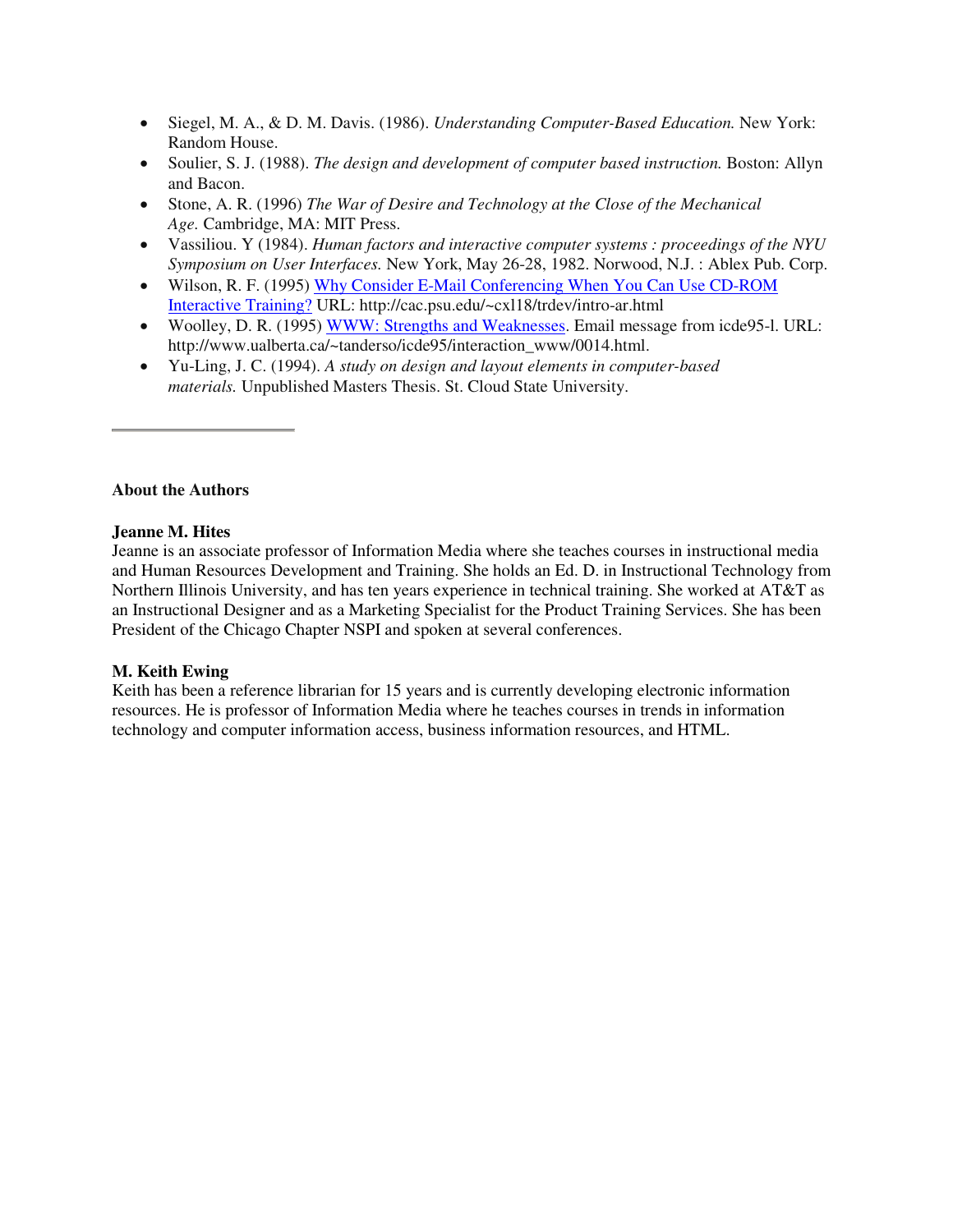- Siegel, M. A., & D. M. Davis. (1986). *Understanding Computer-Based Education.* New York: Random House.
- Soulier, S. J. (1988). *The design and development of computer based instruction.* Boston: Allyn and Bacon.
- Stone, A. R. (1996) *The War of Desire and Technology at the Close of the Mechanical Age.* Cambridge, MA: MIT Press.
- Vassiliou. Y (1984). *Human factors and interactive computer systems : proceedings of the NYU Symposium on User Interfaces.* New York, May 26-28, 1982. Norwood, N.J. : Ablex Pub. Corp.
- Wilson, R. F. (1995) Why Consider E-Mail Conferencing When You Can Use CD-ROM Interactive Training? URL: http://cac.psu.edu/~cxl18/trdev/intro-ar.html
- Woolley, D. R. (1995) WWW: Strengths and Weaknesses. Email message from icde95-l. URL: http://www.ualberta.ca/~tanderso/icde95/interaction_www/0014.html.
- Yu-Ling, J. C. (1994). *A study on design and layout elements in computer-based materials.* Unpublished Masters Thesis. St. Cloud State University.

---

**About the Authors**

**Jeanne M. Hites**
Jeanne is an associate professor of Information Media where she teaches courses in instructional media and Human Resources Development and Training. She holds an Ed. D. in Instructional Technology from Northern Illinois University, and has ten years experience in technical training. She worked at AT&T as an Instructional Designer and as a Marketing Specialist for the Product Training Services. She has been President of the Chicago Chapter NSPI and spoken at several conferences.

**M. Keith Ewing**
Keith has been a reference librarian for 15 years and is currently developing electronic information resources. He is professor of Information Media where he teaches courses in trends in information technology and computer information access, business information resources, and HTML.